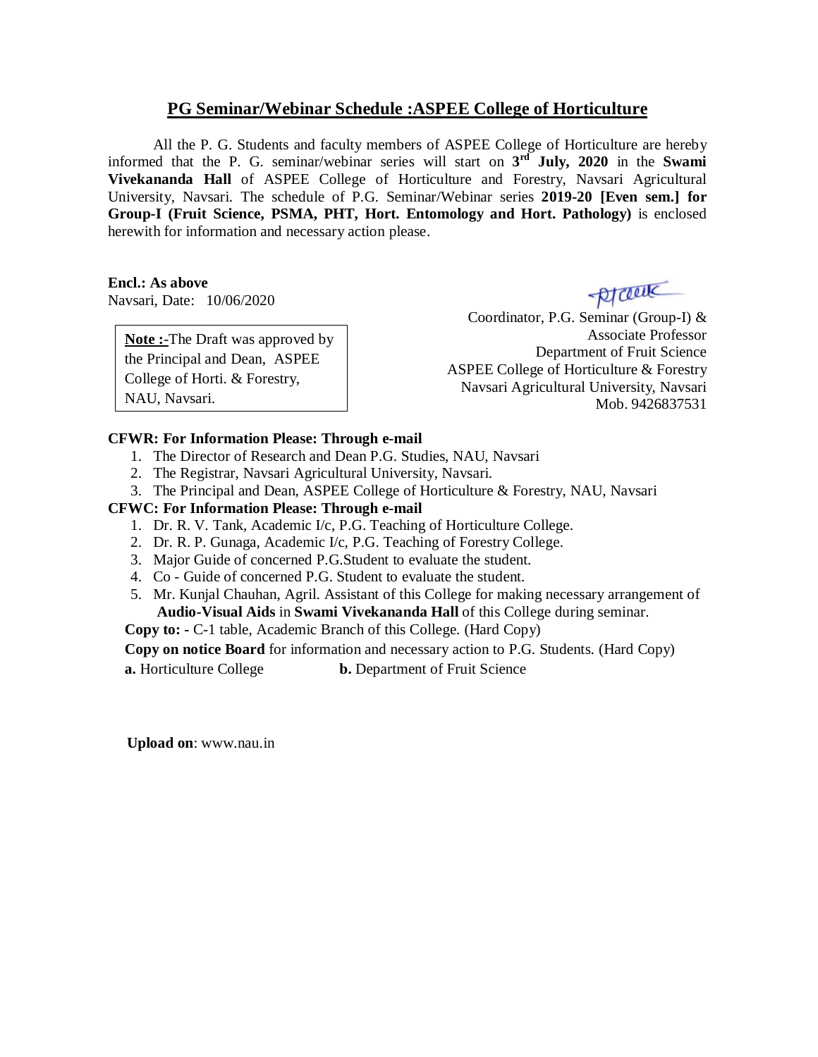# PG Seminar/Webinar Schedule :ASPEE College of Horticulture

All the P. G. Students and faculty members of ASPEE College of Horticulture are hereby informed that the P. G. seminar/webinar series will start on **3rd July, 2020** in the **Swami Vivekananda Hall** of ASPEE College of Horticulture and Forestry, Navsari Agricultural University, Navsari. The schedule of P.G. Seminar/Webinar series **2019-20 [Even sem.] for Group-I (Fruit Science, PSMA, PHT, Hort. Entomology and Hort. Pathology)** is enclosed herewith for information and necessary action please.

**Encl.: As above**

Navsari, Date: 10/06/2020

Coordinator, P.G. Seminar (Group-I) &
Associate Professor
Department of Fruit Science
ASPEE College of Horticulture & Forestry
Navsari Agricultural University, Navsari
Mob. 9426837531

**Note :-**The Draft was approved by the Principal and Dean, ASPEE College of Horti. & Forestry, NAU, Navsari.

**CFWR: For Information Please: Through e-mail**

1. The Director of Research and Dean P.G. Studies, NAU, Navsari
2. The Registrar, Navsari Agricultural University, Navsari.
3. The Principal and Dean, ASPEE College of Horticulture & Forestry, NAU, Navsari

**CFWC: For Information Please: Through e-mail**

1. Dr. R. V. Tank, Academic I/c, P.G. Teaching of Horticulture College.
2. Dr. R. P. Gunaga, Academic I/c, P.G. Teaching of Forestry College.
3. Major Guide of concerned P.G.Student to evaluate the student.
4. Co - Guide of concerned P.G. Student to evaluate the student.
5. Mr. Kunjal Chauhan, Agril. Assistant of this College for making necessary arrangement of **Audio-Visual Aids** in **Swami Vivekananda Hall** of this College during seminar.

**Copy to: -** C-1 table, Academic Branch of this College. (Hard Copy)

**Copy on notice Board** for information and necessary action to P.G. Students. (Hard Copy)

**a.** Horticulture College **b.** Department of Fruit Science

**Upload on**: www.nau.in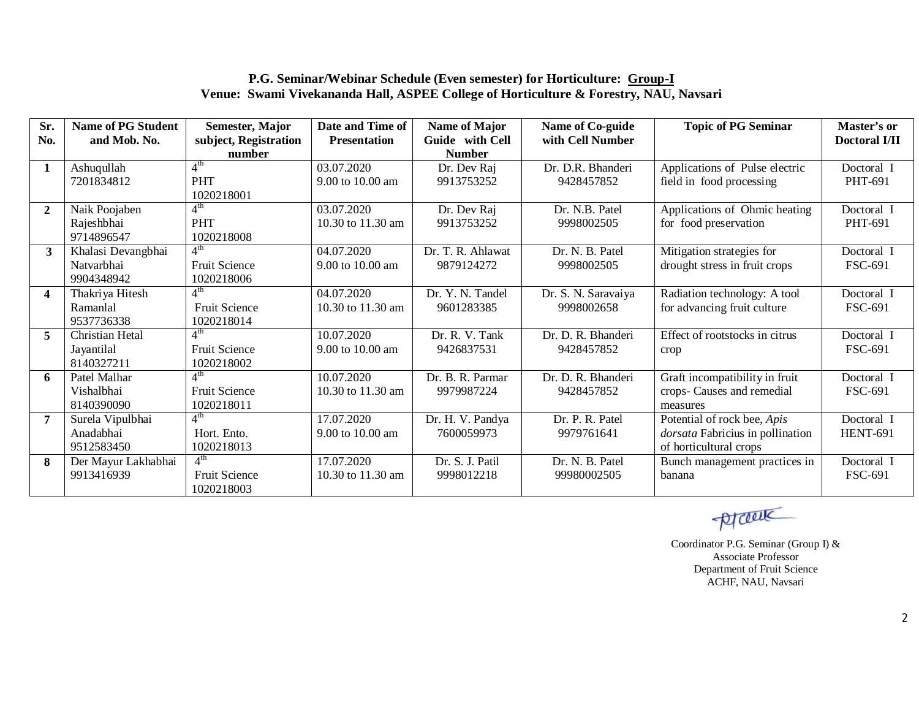**P.G. Seminar/Webinar Schedule (Even semester) for Horticulture: Group-I**
**Venue: Swami Vivekananda Hall, ASPEE College of Horticulture & Forestry, NAU, Navsari**

| Sr. No. | Name of PG Student and Mob. No. | Semester, Major subject, Registration number | Date and Time of Presentation | Name of Major Guide with Cell Number | Name of Co-guide with Cell Number | Topic of PG Seminar | Master's or Doctoral I/II |
|---|---|---|---|---|---|---|---|
| 1 | Ashuqullah 7201834812 | 4th PHT 1020218001 | 03.07.2020 9.00 to 10.00 am | Dr. Dev Raj 9913753252 | Dr. D.R. Bhanderi 9428457852 | Applications of Pulse electric field in food processing | Doctoral I PHT-691 |
| 2 | Naik Poojaben Rajeshbhai 9714896547 | 4th PHT 1020218008 | 03.07.2020 10.30 to 11.30 am | Dr. Dev Raj 9913753252 | Dr. N.B. Patel 9998002505 | Applications of Ohmic heating for food preservation | Doctoral I PHT-691 |
| 3 | Khalasi Devangbhai Natvarbhai 9904348942 | 4th Fruit Science 1020218006 | 04.07.2020 9.00 to 10.00 am | Dr. T. R. Ahlawat 9879124272 | Dr. N. B. Patel 9998002505 | Mitigation strategies for drought stress in fruit crops | Doctoral I FSC-691 |
| 4 | Thakriya Hitesh Ramanlal 9537736338 | 4th Fruit Science 1020218014 | 04.07.2020 10.30 to 11.30 am | Dr. Y. N. Tandel 9601283385 | Dr. S. N. Saravaiya 9998002658 | Radiation technology: A tool for advancing fruit culture | Doctoral I FSC-691 |
| 5 | Christian Hetal Jayantilal 8140327211 | 4th Fruit Science 1020218002 | 10.07.2020 9.00 to 10.00 am | Dr. R. V. Tank 9426837531 | Dr. D. R. Bhanderi 9428457852 | Effect of rootstocks in citrus crop | Doctoral I FSC-691 |
| 6 | Patel Malhar Vishalbhai 8140390090 | 4th Fruit Science 1020218011 | 10.07.2020 10.30 to 11.30 am | Dr. B. R. Parmar 9979987224 | Dr. D. R. Bhanderi 9428457852 | Graft incompatibility in fruit crops- Causes and remedial measures | Doctoral I FSC-691 |
| 7 | Surela Vipulbhai Anadabhai 9512583450 | 4th Hort. Ento. 1020218013 | 17.07.2020 9.00 to 10.00 am | Dr. H. V. Pandya 7600059973 | Dr. P. R. Patel 9979761641 | Potential of rock bee, *Apis dorsata* Fabricius in pollination of horticultural crops | Doctoral I HENT-691 |
| 8 | Der Mayur Lakhabhai 9913416939 | 4th Fruit Science 1020218003 | 17.07.2020 10.30 to 11.30 am | Dr. S. J. Patil 9998012218 | Dr. N. B. Patel 99980002505 | Bunch management practices in banana | Doctoral I FSC-691 |

Coordinator P.G. Seminar (Group I) &
Associate Professor
Department of Fruit Science
ACHF, NAU, Navsari